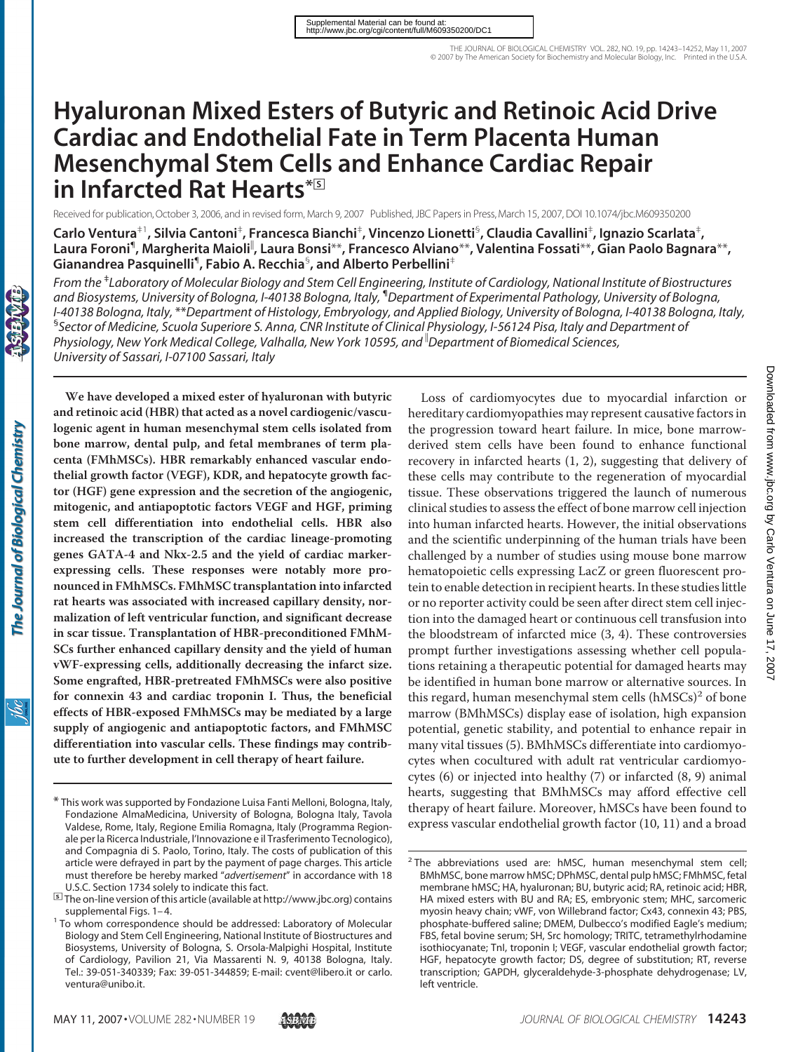# Hyaluronan Mixed Esters of Butyric and Retinoic Acid Drive Cardiac and Endothelial Fate in Term Placenta Human Mesenchymal Stem Cells and Enhance Cardiac Repair in Infarcted Rat Hearts*

Received for publication, October 3, 2006, and in revised form, March 9, 2007 Published, JBC Papers in Press, March 15, 2007, DOI 10.1074/jbc.M609350200

**Carlo Ventura[‡1], Silvia Cantoni[‡], Francesca Bianchi[‡], Vincenzo Lionetti[§], Claudia Cavallini[‡], Ignazio Scarlata[‡], Laura Foroni[¶], Margherita Maioli[‖], Laura Bonsi[**], Francesco Alviano[**], Valentina Fossati[**], Gian Paolo Bagnara[**], Gianandrea Pasquinelli[¶], Fabio A. Recchia[§], and Alberto Perbellini[‡]**

*From the [‡]Laboratory of Molecular Biology and Stem Cell Engineering, Institute of Cardiology, National Institute of Biostructures and Biosystems, University of Bologna, I-40138 Bologna, Italy, [¶]Department of Experimental Pathology, University of Bologna, I-40138 Bologna, Italy, [**]Department of Histology, Embryology, and Applied Biology, University of Bologna, I-40138 Bologna, Italy, [§]Sector of Medicine, Scuola Superiore S. Anna, CNR Institute of Clinical Physiology, I-56124 Pisa, Italy and Department of Physiology, New York Medical College, Valhalla, New York 10595, and [‖]Department of Biomedical Sciences, University of Sassari, I-07100 Sassari, Italy*

**We have developed a mixed ester of hyaluronan with butyric and retinoic acid (HBR) that acted as a novel cardiogenic/vasculogenic agent in human mesenchymal stem cells isolated from bone marrow, dental pulp, and fetal membranes of term placenta (FMhMSCs). HBR remarkably enhanced vascular endothelial growth factor (VEGF), KDR, and hepatocyte growth factor (HGF) gene expression and the secretion of the angiogenic, mitogenic, and antiapoptotic factors VEGF and HGF, priming stem cell differentiation into endothelial cells. HBR also increased the transcription of the cardiac lineage-promoting genes GATA-4 and Nkx-2.5 and the yield of cardiac marker-expressing cells. These responses were notably more pronounced in FMhMSCs. FMhMSC transplantation into infarcted rat hearts was associated with increased capillary density, normalization of left ventricular function, and significant decrease in scar tissue. Transplantation of HBR-preconditioned FMhMSCs further enhanced capillary density and the yield of human vWF-expressing cells, additionally decreasing the infarct size. Some engrafted, HBR-pretreated FMhMSCs were also positive for connexin 43 and cardiac troponin I. Thus, the beneficial effects of HBR-exposed FMhMSCs may be mediated by a large supply of angiogenic and antiapoptotic factors, and FMhMSC differentiation into vascular cells. These findings may contribute to further development in cell therapy of heart failure.**

Loss of cardiomyocytes due to myocardial infarction or hereditary cardiomyopathies may represent causative factors in the progression toward heart failure. In mice, bone marrow-derived stem cells have been found to enhance functional recovery in infarcted hearts (1, 2), suggesting that delivery of these cells may contribute to the regeneration of myocardial tissue. These observations triggered the launch of numerous clinical studies to assess the effect of bone marrow cell injection into human infarcted hearts. However, the initial observations and the scientific underpinning of the human trials have been challenged by a number of studies using mouse bone marrow hematopoietic cells expressing LacZ or green fluorescent protein to enable detection in recipient hearts. In these studies little or no reporter activity could be seen after direct stem cell injection into the damaged heart or continuous cell transfusion into the bloodstream of infarcted mice (3, 4). These controversies prompt further investigations assessing whether cell populations retaining a therapeutic potential for damaged hearts may be identified in human bone marrow or alternative sources. In this regard, human mesenchymal stem cells (hMSCs)[2] of bone marrow (BMhMSCs) display ease of isolation, high expansion potential, genetic stability, and potential to enhance repair in many vital tissues (5). BMhMSCs differentiate into cardiomyocytes when cocultured with adult rat ventricular cardiomyocytes (6) or injected into healthy (7) or infarcted (8, 9) animal hearts, suggesting that BMhMSCs may afford effective cell therapy of heart failure. Moreover, hMSCs have been found to express vascular endothelial growth factor (10, 11) and a broad

---

\* This work was supported by Fondazione Luisa Fanti Melloni, Bologna, Italy, Fondazione AlmaMedicina, University of Bologna, Bologna Italy, Tavola Valdese, Rome, Italy, Regione Emilia Romagna, Italy (Programma Regionale per la Ricerca Industriale, l'Innovazione e il Trasferimento Tecnologico), and Compagnia di S. Paolo, Torino, Italy. The costs of publication of this article were defrayed in part by the payment of page charges. This article must therefore be hereby marked "*advertisement*" in accordance with 18 U.S.C. Section 1734 solely to indicate this fact.

[S] The on-line version of this article (available at http://www.jbc.org) contains supplemental Figs. 1–4.

[1] To whom correspondence should be addressed: Laboratory of Molecular Biology and Stem Cell Engineering, National Institute of Biostructures and Biosystems, University of Bologna, S. Orsola-Malpighi Hospital, Institute of Cardiology, Pavilion 21, Via Massarenti N. 9, 40138 Bologna, Italy. Tel.: 39-051-340339; Fax: 39-051-344859; E-mail: cvent@libero.it or carlo.ventura@unibo.it.

[2] The abbreviations used are: hMSC, human mesenchymal stem cell; BMhMSC, bone marrow hMSC; DPhMSC, dental pulp hMSC; FMhMSC, fetal membrane hMSC; HA, hyaluronan; BU, butyric acid; RA, retinoic acid; HBR, HA mixed esters with BU and RA; ES, embryonic stem; MHC, sarcomeric myosin heavy chain; vWF, von Willebrand factor; Cx43, connexin 43; PBS, phosphate-buffered saline; DMEM, Dulbecco's modified Eagle's medium; FBS, fetal bovine serum; SH, Src homology; TRITC, tetramethylrhodamine isothiocyanate; TnI, troponin I; VEGF, vascular endothelial growth factor; HGF, hepatocyte growth factor; DS, degree of substitution; RT, reverse transcription; GAPDH, glyceraldehyde-3-phosphate dehydrogenase; LV, left ventricle.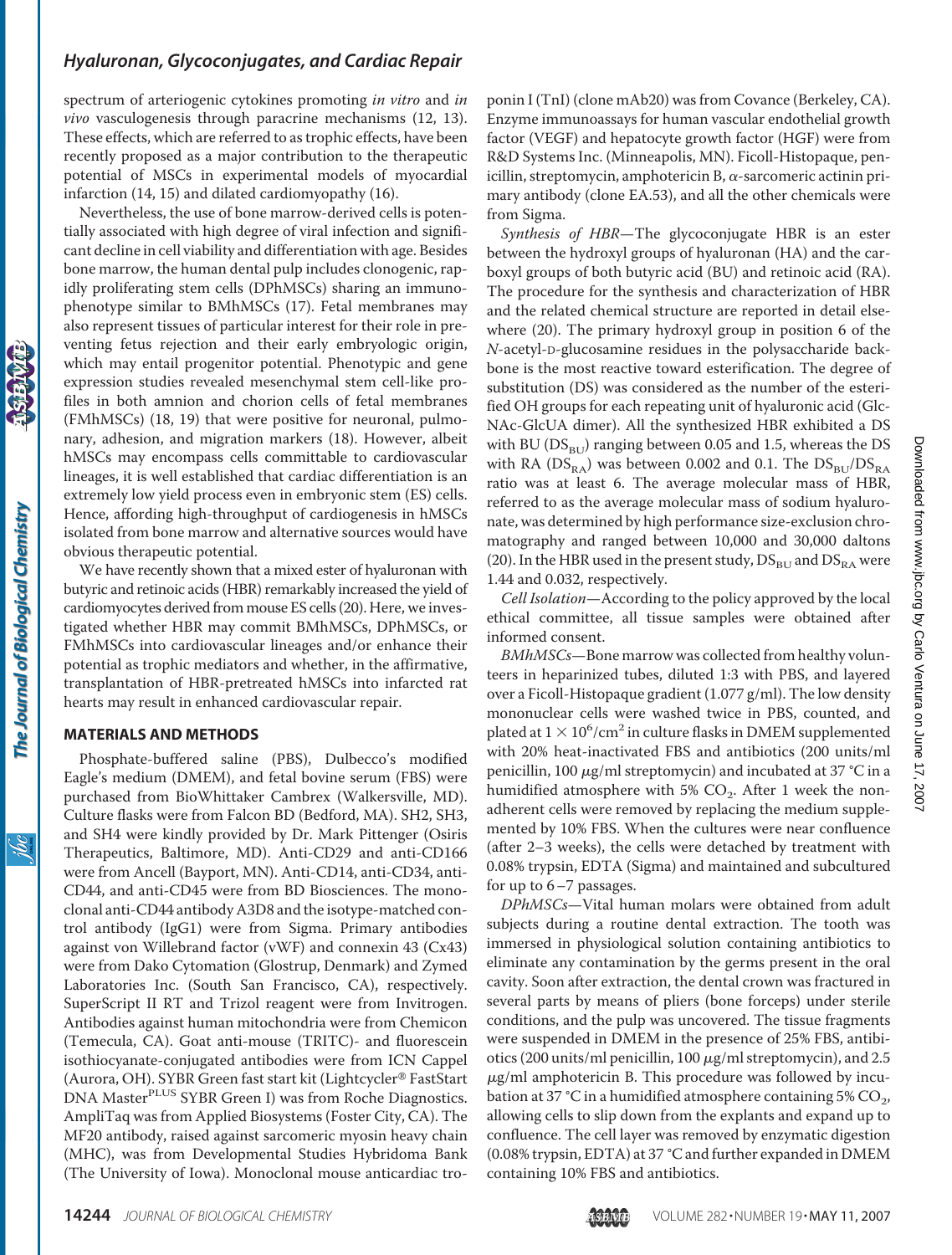spectrum of arteriogenic cytokines promoting *in vitro* and *in vivo* vasculogenesis through paracrine mechanisms (12, 13). These effects, which are referred to as trophic effects, have been recently proposed as a major contribution to the therapeutic potential of MSCs in experimental models of myocardial infarction (14, 15) and dilated cardiomyopathy (16).

Nevertheless, the use of bone marrow-derived cells is potentially associated with high degree of viral infection and significant decline in cell viability and differentiation with age. Besides bone marrow, the human dental pulp includes clonogenic, rapidly proliferating stem cells (DPhMSCs) sharing an immunophenotype similar to BMhMSCs (17). Fetal membranes may also represent tissues of particular interest for their role in preventing fetus rejection and their early embryologic origin, which may entail progenitor potential. Phenotypic and gene expression studies revealed mesenchymal stem cell-like profiles in both amnion and chorion cells of fetal membranes (FMhMSCs) (18, 19) that were positive for neuronal, pulmonary, adhesion, and migration markers (18). However, albeit hMSCs may encompass cells committable to cardiovascular lineages, it is well established that cardiac differentiation is an extremely low yield process even in embryonic stem (ES) cells. Hence, affording high-throughput of cardiogenesis in hMSCs isolated from bone marrow and alternative sources would have obvious therapeutic potential.

We have recently shown that a mixed ester of hyaluronan with butyric and retinoic acids (HBR) remarkably increased the yield of cardiomyocytes derived from mouse ES cells (20). Here, we investigated whether HBR may commit BMhMSCs, DPhMSCs, or FMhMSCs into cardiovascular lineages and/or enhance their potential as trophic mediators and whether, in the affirmative, transplantation of HBR-pretreated hMSCs into infarcted rat hearts may result in enhanced cardiovascular repair.

## MATERIALS AND METHODS

Phosphate-buffered saline (PBS), Dulbecco's modified Eagle's medium (DMEM), and fetal bovine serum (FBS) were purchased from BioWhittaker Cambrex (Walkersville, MD). Culture flasks were from Falcon BD (Bedford, MA). SH2, SH3, and SH4 were kindly provided by Dr. Mark Pittenger (Osiris Therapeutics, Baltimore, MD). Anti-CD29 and anti-CD166 were from Ancell (Bayport, MN). Anti-CD14, anti-CD34, anti-CD44, and anti-CD45 were from BD Biosciences. The monoclonal anti-CD44 antibody A3D8 and the isotype-matched control antibody (IgG1) were from Sigma. Primary antibodies against von Willebrand factor (vWF) and connexin 43 (Cx43) were from Dako Cytomation (Glostrup, Denmark) and Zymed Laboratories Inc. (South San Francisco, CA), respectively. SuperScript II RT and Trizol reagent were from Invitrogen. Antibodies against human mitochondria were from Chemicon (Temecula, CA). Goat anti-mouse (TRITC)- and fluorescein isothiocyanate-conjugated antibodies were from ICN Cappel (Aurora, OH). SYBR Green fast start kit (Lightcycler® FastStart DNA Master$^{PLUS}$ SYBR Green I) was from Roche Diagnostics. AmpliTaq was from Applied Biosystems (Foster City, CA). The MF20 antibody, raised against sarcomeric myosin heavy chain (MHC), was from Developmental Studies Hybridoma Bank (The University of Iowa). Monoclonal mouse anticardiac troponin I (TnI) (clone mAb20) was from Covance (Berkeley, CA). Enzyme immunoassays for human vascular endothelial growth factor (VEGF) and hepatocyte growth factor (HGF) were from R&D Systems Inc. (Minneapolis, MN). Ficoll-Histopaque, penicillin, streptomycin, amphotericin B, α-sarcomeric actinin primary antibody (clone EA.53), and all the other chemicals were from Sigma.

*Synthesis of HBR*—The glycoconjugate HBR is an ester between the hydroxyl groups of hyaluronan (HA) and the carboxyl groups of both butyric acid (BU) and retinoic acid (RA). The procedure for the synthesis and characterization of HBR and the related chemical structure are reported in detail elsewhere (20). The primary hydroxyl group in position 6 of the *N*-acetyl-D-glucosamine residues in the polysaccharide backbone is the most reactive toward esterification. The degree of substitution (DS) was considered as the number of the esterified OH groups for each repeating unit of hyaluronic acid (Glc-NAc-GlcUA dimer). All the synthesized HBR exhibited a DS with BU ($DS_{BU}$) ranging between 0.05 and 1.5, whereas the DS with RA ($DS_{RA}$) was between 0.002 and 0.1. The $DS_{BU}/DS_{RA}$ ratio was at least 6. The average molecular mass of HBR, referred to as the average molecular mass of sodium hyaluronate, was determined by high performance size-exclusion chromatography and ranged between 10,000 and 30,000 daltons (20). In the HBR used in the present study, $DS_{BU}$ and $DS_{RA}$ were 1.44 and 0.032, respectively.

*Cell Isolation*—According to the policy approved by the local ethical committee, all tissue samples were obtained after informed consent.

*BMhMSCs*—Bone marrow was collected from healthy volunteers in heparinized tubes, diluted 1:3 with PBS, and layered over a Ficoll-Histopaque gradient (1.077 g/ml). The low density mononuclear cells were washed twice in PBS, counted, and plated at $1 \times 10^6/cm^2$ in culture flasks in DMEM supplemented with 20% heat-inactivated FBS and antibiotics (200 units/ml penicillin, 100 μg/ml streptomycin) and incubated at 37 °C in a humidified atmosphere with 5% $CO_2$. After 1 week the nonadherent cells were removed by replacing the medium supplemented by 10% FBS. When the cultures were near confluence (after 2–3 weeks), the cells were detached by treatment with 0.08% trypsin, EDTA (Sigma) and maintained and subcultured for up to 6–7 passages.

*DPhMSCs*—Vital human molars were obtained from adult subjects during a routine dental extraction. The tooth was immersed in physiological solution containing antibiotics to eliminate any contamination by the germs present in the oral cavity. Soon after extraction, the dental crown was fractured in several parts by means of pliers (bone forceps) under sterile conditions, and the pulp was uncovered. The tissue fragments were suspended in DMEM in the presence of 25% FBS, antibiotics (200 units/ml penicillin, 100 μg/ml streptomycin), and 2.5 μg/ml amphotericin B. This procedure was followed by incubation at 37 °C in a humidified atmosphere containing 5% $CO_2$, allowing cells to slip down from the explants and expand up to confluence. The cell layer was removed by enzymatic digestion (0.08% trypsin, EDTA) at 37 °C and further expanded in DMEM containing 10% FBS and antibiotics.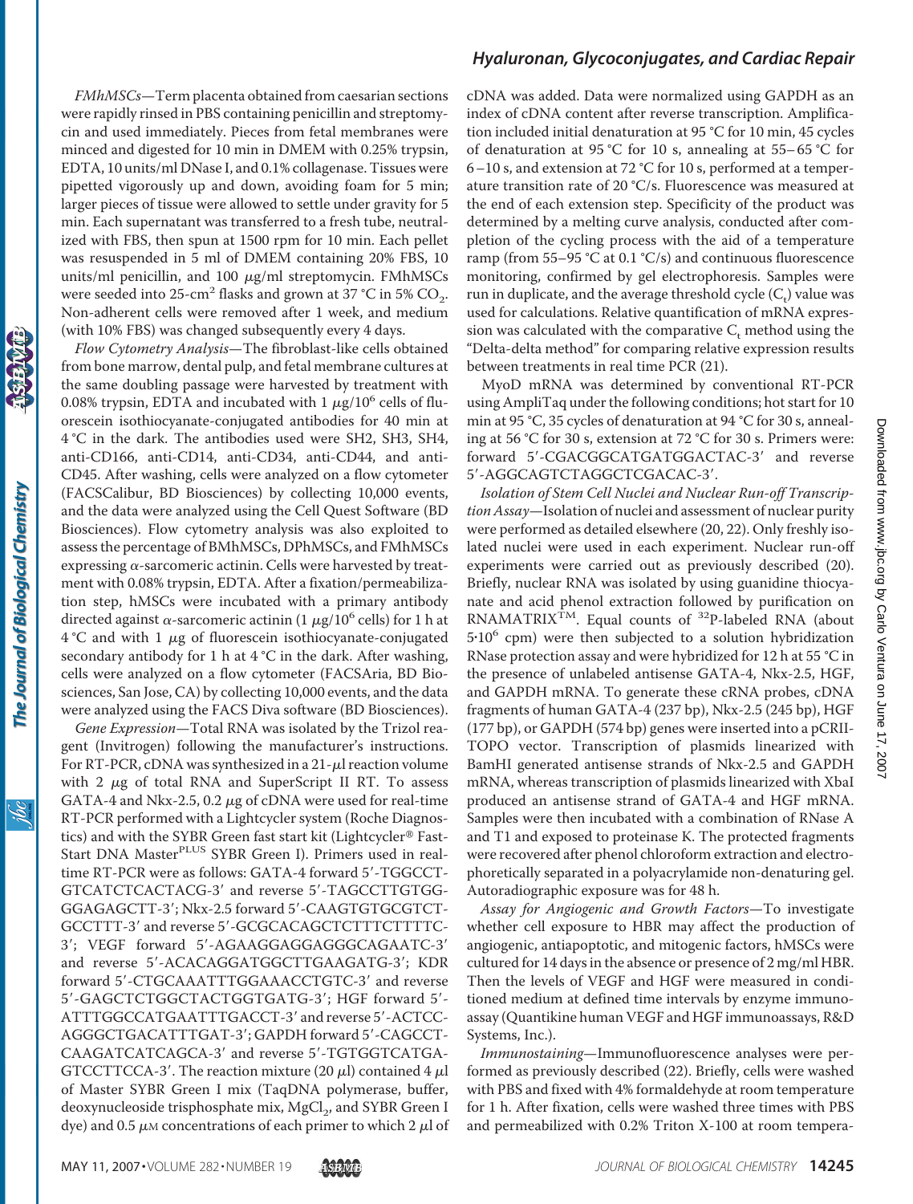*FMhMSCs*—Term placenta obtained from caesarian sections were rapidly rinsed in PBS containing penicillin and streptomycin and used immediately. Pieces from fetal membranes were minced and digested for 10 min in DMEM with 0.25% trypsin, EDTA, 10 units/ml DNase I, and 0.1% collagenase. Tissues were pipetted vigorously up and down, avoiding foam for 5 min; larger pieces of tissue were allowed to settle under gravity for 5 min. Each supernatant was transferred to a fresh tube, neutralized with FBS, then spun at 1500 rpm for 10 min. Each pellet was resuspended in 5 ml of DMEM containing 20% FBS, 10 units/ml penicillin, and 100 μg/ml streptomycin. FMhMSCs were seeded into 25-$cm^2$ flasks and grown at 37 °C in 5% $CO_2$. Non-adherent cells were removed after 1 week, and medium (with 10% FBS) was changed subsequently every 4 days.

*Flow Cytometry Analysis*—The fibroblast-like cells obtained from bone marrow, dental pulp, and fetal membrane cultures at the same doubling passage were harvested by treatment with 0.08% trypsin, EDTA and incubated with 1 μg/$10^6$ cells of fluorescein isothiocyanate-conjugated antibodies for 40 min at 4 °C in the dark. The antibodies used were SH2, SH3, SH4, anti-CD166, anti-CD14, anti-CD34, anti-CD44, and anti-CD45. After washing, cells were analyzed on a flow cytometer (FACSCalibur, BD Biosciences) by collecting 10,000 events, and the data were analyzed using the Cell Quest Software (BD Biosciences). Flow cytometry analysis was also exploited to assess the percentage of BMhMSCs, DPhMSCs, and FMhMSCs expressing α-sarcomeric actinin. Cells were harvested by treatment with 0.08% trypsin, EDTA. After a fixation/permeabilization step, hMSCs were incubated with a primary antibody directed against α-sarcomeric actinin (1 μg/$10^6$ cells) for 1 h at 4 °C and with 1 μg of fluorescein isothiocyanate-conjugated secondary antibody for 1 h at 4 °C in the dark. After washing, cells were analyzed on a flow cytometer (FACSAria, BD Biosciences, San Jose, CA) by collecting 10,000 events, and the data were analyzed using the FACS Diva software (BD Biosciences).

*Gene Expression*—Total RNA was isolated by the Trizol reagent (Invitrogen) following the manufacturer's instructions. For RT-PCR, cDNA was synthesized in a 21-μl reaction volume with 2 μg of total RNA and SuperScript II RT. To assess GATA-4 and Nkx-2.5, 0.2 μg of cDNA were used for real-time RT-PCR performed with a Lightcycler system (Roche Diagnostics) and with the SYBR Green fast start kit (Lightcycler® Fast-Start DNA Master$^{PLUS}$ SYBR Green I). Primers used in real-time RT-PCR were as follows: GATA-4 forward 5′-TGGCCTGTCATCTCACTACG-3′ and reverse 5′-TAGCCTTGTGGGGAGAGCTT-3′; Nkx-2.5 forward 5′-CAAGTGTGCGTCTGCCTTT-3′ and reverse 5′-GCGCACAGCTCTTTCTTTTC-3′; VEGF forward 5′-AGAAGGAGGAGGGCAGAATC-3′ and reverse 5′-ACACAGGATGGCTTGAAGATG-3′; KDR forward 5′-CTGCAAATTTGGAAACCTGTC-3′ and reverse 5′-GAGCTCTGGCTACTGGTGATG-3′; HGF forward 5′-ATTTGGCCATGAATTTGACCT-3′ and reverse 5′-ACTCCAGGGCTGACATTTGAT-3′; GAPDH forward 5′-CAGCCTCAAGATCATCAGCA-3′ and reverse 5′-TGTGGTCATGAGTCCTTCCA-3′. The reaction mixture (20 μl) contained 4 μl of Master SYBR Green I mix (TaqDNA polymerase, buffer, deoxynucleoside trisphosphate mix, $MgCl_2$, and SYBR Green I dye) and 0.5 μM concentrations of each primer to which 2 μl of cDNA was added. Data were normalized using GAPDH as an index of cDNA content after reverse transcription. Amplification included initial denaturation at 95 °C for 10 min, 45 cycles of denaturation at 95 °C for 10 s, annealing at 55–65 °C for 6–10 s, and extension at 72 °C for 10 s, performed at a temperature transition rate of 20 °C/s. Fluorescence was measured at the end of each extension step. Specificity of the product was determined by a melting curve analysis, conducted after completion of the cycling process with the aid of a temperature ramp (from 55–95 °C at 0.1 °C/s) and continuous fluorescence monitoring, confirmed by gel electrophoresis. Samples were run in duplicate, and the average threshold cycle ($C_t$) value was used for calculations. Relative quantification of mRNA expression was calculated with the comparative $C_t$ method using the "Delta-delta method" for comparing relative expression results between treatments in real time PCR (21).

MyoD mRNA was determined by conventional RT-PCR using AmpliTaq under the following conditions; hot start for 10 min at 95 °C, 35 cycles of denaturation at 94 °C for 30 s, annealing at 56 °C for 30 s, extension at 72 °C for 30 s. Primers were: forward 5′-CGACGGCATGATGGACTAC-3′ and reverse 5′-AGGCAGTCTAGGCTCGACAC-3′.

*Isolation of Stem Cell Nuclei and Nuclear Run-off Transcription Assay*—Isolation of nuclei and assessment of nuclear purity were performed as detailed elsewhere (20, 22). Only freshly isolated nuclei were used in each experiment. Nuclear run-off experiments were carried out as previously described (20). Briefly, nuclear RNA was isolated by using guanidine thiocyanate and acid phenol extraction followed by purification on RNAMATRIX™. Equal counts of $^{32}$P-labeled RNA (about $5\cdot10^6$ cpm) were then subjected to a solution hybridization RNase protection assay and were hybridized for 12 h at 55 °C in the presence of unlabeled antisense GATA-4, Nkx-2.5, HGF, and GAPDH mRNA. To generate these cRNA probes, cDNA fragments of human GATA-4 (237 bp), Nkx-2.5 (245 bp), HGF (177 bp), or GAPDH (574 bp) genes were inserted into a pCRII-TOPO vector. Transcription of plasmids linearized with BamHI generated antisense strands of Nkx-2.5 and GAPDH mRNA, whereas transcription of plasmids linearized with XbaI produced an antisense strand of GATA-4 and HGF mRNA. Samples were then incubated with a combination of RNase A and T1 and exposed to proteinase K. The protected fragments were recovered after phenol chloroform extraction and electrophoretically separated in a polyacrylamide non-denaturing gel. Autoradiographic exposure was for 48 h.

*Assay for Angiogenic and Growth Factors*—To investigate whether cell exposure to HBR may affect the production of angiogenic, antiapoptotic, and mitogenic factors, hMSCs were cultured for 14 days in the absence or presence of 2 mg/ml HBR. Then the levels of VEGF and HGF were measured in conditioned medium at defined time intervals by enzyme immunoassay (Quantikine human VEGF and HGF immunoassays, R&D Systems, Inc.).

*Immunostaining*—Immunofluorescence analyses were performed as previously described (22). Briefly, cells were washed with PBS and fixed with 4% formaldehyde at room temperature for 1 h. After fixation, cells were washed three times with PBS and permeabilized with 0.2% Triton X-100 at room tempera-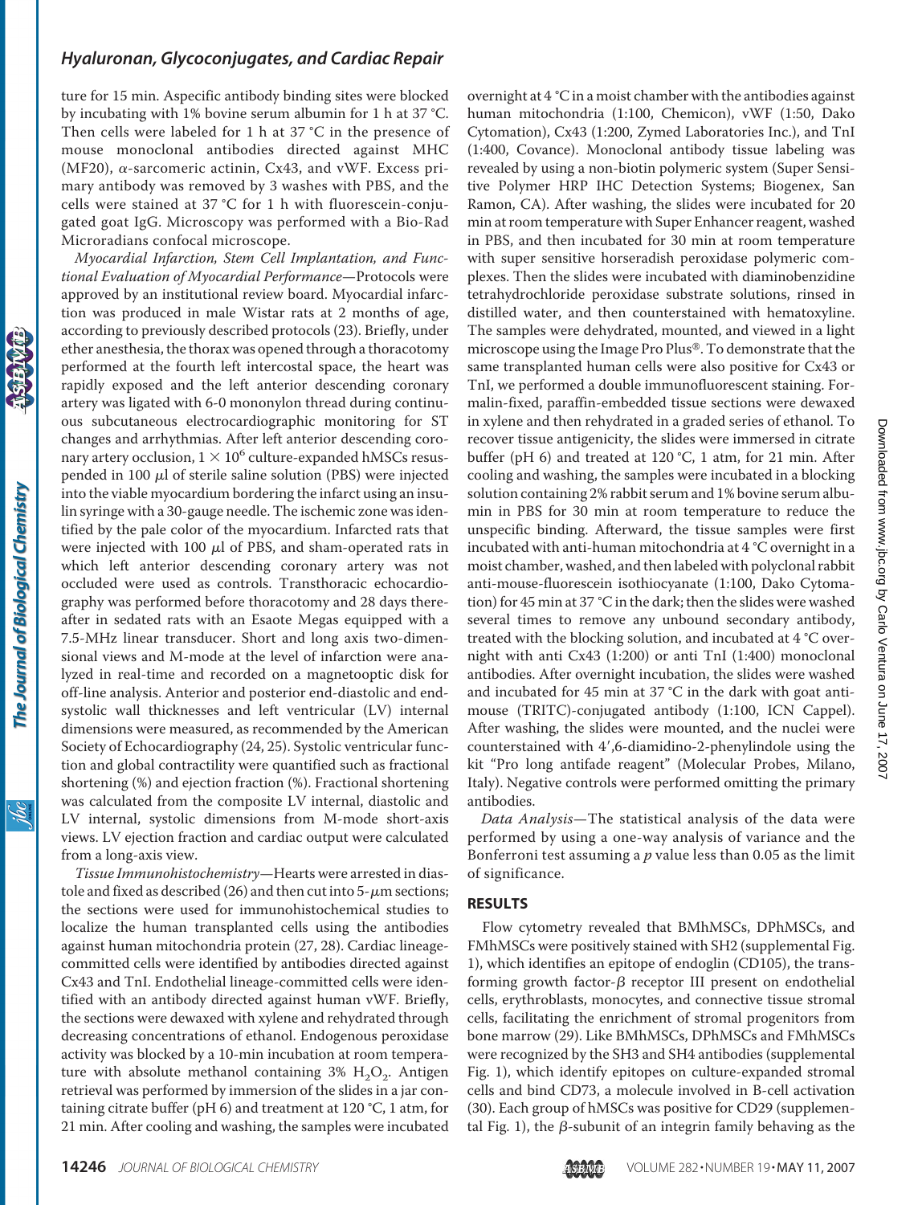ture for 15 min. Aspecific antibody binding sites were blocked by incubating with 1% bovine serum albumin for 1 h at 37 °C. Then cells were labeled for 1 h at 37 °C in the presence of mouse monoclonal antibodies directed against MHC (MF20), α-sarcomeric actinin, Cx43, and vWF. Excess primary antibody was removed by 3 washes with PBS, and the cells were stained at 37 °C for 1 h with fluorescein-conjugated goat IgG. Microscopy was performed with a Bio-Rad Microradians confocal microscope.

*Myocardial Infarction, Stem Cell Implantation, and Functional Evaluation of Myocardial Performance*—Protocols were approved by an institutional review board. Myocardial infarction was produced in male Wistar rats at 2 months of age, according to previously described protocols (23). Briefly, under ether anesthesia, the thorax was opened through a thoracotomy performed at the fourth left intercostal space, the heart was rapidly exposed and the left anterior descending coronary artery was ligated with 6-0 mononylon thread during continuous subcutaneous electrocardiographic monitoring for ST changes and arrhythmias. After left anterior descending coronary artery occlusion, $1 \times 10^6$ culture-expanded hMSCs resuspended in 100 μl of sterile saline solution (PBS) were injected into the viable myocardium bordering the infarct using an insulin syringe with a 30-gauge needle. The ischemic zone was identified by the pale color of the myocardium. Infarcted rats that were injected with 100 μl of PBS, and sham-operated rats in which left anterior descending coronary artery was not occluded were used as controls. Transthoracic echocardiography was performed before thoracotomy and 28 days thereafter in sedated rats with an Esaote Megas equipped with a 7.5-MHz linear transducer. Short and long axis two-dimensional views and M-mode at the level of infarction were analyzed in real-time and recorded on a magnetooptic disk for off-line analysis. Anterior and posterior end-diastolic and end-systolic wall thicknesses and left ventricular (LV) internal dimensions were measured, as recommended by the American Society of Echocardiography (24, 25). Systolic ventricular function and global contractility were quantified such as fractional shortening (%) and ejection fraction (%). Fractional shortening was calculated from the composite LV internal, diastolic and LV internal, systolic dimensions from M-mode short-axis views. LV ejection fraction and cardiac output were calculated from a long-axis view.

*Tissue Immunohistochemistry*—Hearts were arrested in diastole and fixed as described (26) and then cut into 5-μm sections; the sections were used for immunohistochemical studies to localize the human transplanted cells using the antibodies against human mitochondria protein (27, 28). Cardiac lineage-committed cells were identified by antibodies directed against Cx43 and TnI. Endothelial lineage-committed cells were identified with an antibody directed against human vWF. Briefly, the sections were dewaxed with xylene and rehydrated through decreasing concentrations of ethanol. Endogenous peroxidase activity was blocked by a 10-min incubation at room temperature with absolute methanol containing 3% $H_2O_2$. Antigen retrieval was performed by immersion of the slides in a jar containing citrate buffer (pH 6) and treatment at 120 °C, 1 atm, for 21 min. After cooling and washing, the samples were incubated overnight at 4 °C in a moist chamber with the antibodies against human mitochondria (1:100, Chemicon), vWF (1:50, Dako Cytomation), Cx43 (1:200, Zymed Laboratories Inc.), and TnI (1:400, Covance). Monoclonal antibody tissue labeling was revealed by using a non-biotin polymeric system (Super Sensitive Polymer HRP IHC Detection Systems; Biogenex, San Ramon, CA). After washing, the slides were incubated for 20 min at room temperature with Super Enhancer reagent, washed in PBS, and then incubated for 30 min at room temperature with super sensitive horseradish peroxidase polymeric complexes. Then the slides were incubated with diaminobenzidine tetrahydrochloride peroxidase substrate solutions, rinsed in distilled water, and then counterstained with hematoxyline. The samples were dehydrated, mounted, and viewed in a light microscope using the Image Pro Plus®. To demonstrate that the same transplanted human cells were also positive for Cx43 or TnI, we performed a double immunofluorescent staining. Formalin-fixed, paraffin-embedded tissue sections were dewaxed in xylene and then rehydrated in a graded series of ethanol. To recover tissue antigenicity, the slides were immersed in citrate buffer (pH 6) and treated at 120 °C, 1 atm, for 21 min. After cooling and washing, the samples were incubated in a blocking solution containing 2% rabbit serum and 1% bovine serum albumin in PBS for 30 min at room temperature to reduce the unspecific binding. Afterward, the tissue samples were first incubated with anti-human mitochondria at 4 °C overnight in a moist chamber, washed, and then labeled with polyclonal rabbit anti-mouse-fluorescein isothiocyanate (1:100, Dako Cytomation) for 45 min at 37 °C in the dark; then the slides were washed several times to remove any unbound secondary antibody, treated with the blocking solution, and incubated at 4 °C overnight with anti Cx43 (1:200) or anti TnI (1:400) monoclonal antibodies. After overnight incubation, the slides were washed and incubated for 45 min at 37 °C in the dark with goat anti-mouse (TRITC)-conjugated antibody (1:100, ICN Cappel). After washing, the slides were mounted, and the nuclei were counterstained with 4′,6-diamidino-2-phenylindole using the kit "Pro long antifade reagent" (Molecular Probes, Milano, Italy). Negative controls were performed omitting the primary antibodies.

*Data Analysis*—The statistical analysis of the data were performed by using a one-way analysis of variance and the Bonferroni test assuming a $p$ value less than 0.05 as the limit of significance.

## RESULTS

Flow cytometry revealed that BMhMSCs, DPhMSCs, and FMhMSCs were positively stained with SH2 (supplemental Fig. 1), which identifies an epitope of endoglin (CD105), the transforming growth factor-β receptor III present on endothelial cells, erythroblasts, monocytes, and connective tissue stromal cells, facilitating the enrichment of stromal progenitors from bone marrow (29). Like BMhMSCs, DPhMSCs and FMhMSCs were recognized by the SH3 and SH4 antibodies (supplemental Fig. 1), which identify epitopes on culture-expanded stromal cells and bind CD73, a molecule involved in B-cell activation (30). Each group of hMSCs was positive for CD29 (supplemental Fig. 1), the β-subunit of an integrin family behaving as the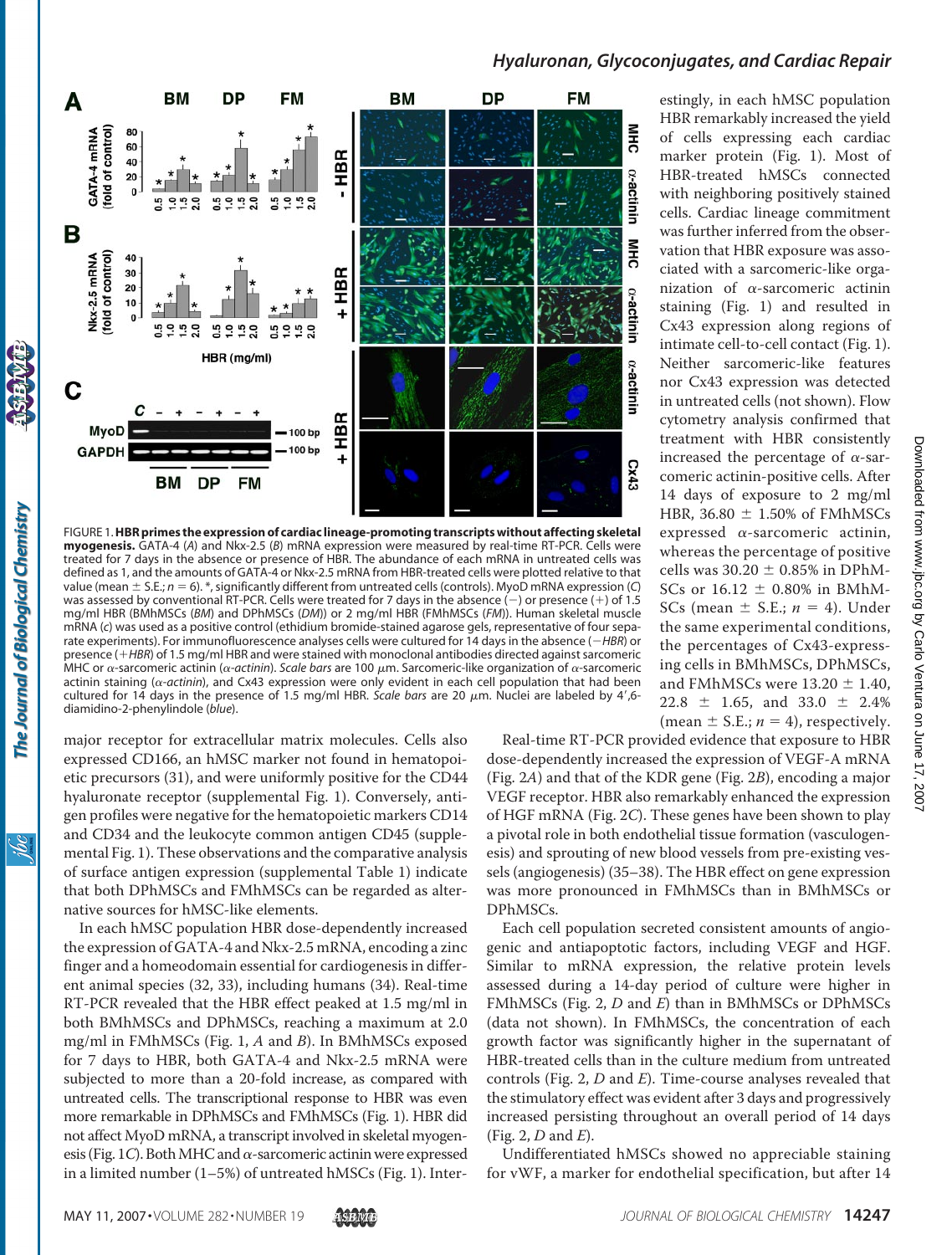FIGURE 1. **HBR primes the expression of cardiac lineage-promoting transcripts without affecting skeletal myogenesis.** GATA-4 (*A*) and Nkx-2.5 (*B*) mRNA expression were measured by real-time RT-PCR. Cells were treated for 7 days in the absence or presence of HBR. The abundance of each mRNA in untreated cells was defined as 1, and the amounts of GATA-4 or Nkx-2.5 mRNA from HBR-treated cells were plotted relative to that value (mean ± S.E.; *n* = 6). *, significantly different from untreated cells (controls). MyoD mRNA expression (*C*) was assessed by conventional RT-PCR. Cells were treated for 7 days in the absence (−) or presence (+) of 1.5 mg/ml HBR (BMhMSCs (*BM*) and DPhMSCs (*DM*)) or 2 mg/ml HBR (FMhMSCs (*FM*)). Human skeletal muscle mRNA (*c*) was used as a positive control (ethidium bromide-stained agarose gels, representative of four separate experiments). For immunofluorescence analyses cells were cultured for 14 days in the absence (*−HBR*) or presence (*+HBR*) of 1.5 mg/ml HBR and were stained with monoclonal antibodies directed against sarcomeric MHC or α-sarcomeric actinin (*α-actinin*). *Scale bars* are 100 μm. Sarcomeric-like organization of α-sarcomeric actinin staining (*α-actinin*), and Cx43 expression were only evident in each cell population that had been cultured for 14 days in the presence of 1.5 mg/ml HBR. *Scale bars* are 20 μm. Nuclei are labeled by 4′,6-diamidino-2-phenylindole (*blue*).

major receptor for extracellular matrix molecules. Cells also expressed CD166, an hMSC marker not found in hematopoietic precursors (31), and were uniformly positive for the CD44 hyaluronate receptor (supplemental Fig. 1). Conversely, antigen profiles were negative for the hematopoietic markers CD14 and CD34 and the leukocyte common antigen CD45 (supplemental Fig. 1). These observations and the comparative analysis of surface antigen expression (supplemental Table 1) indicate that both DPhMSCs and FMhMSCs can be regarded as alternative sources for hMSC-like elements.

In each hMSC population HBR dose-dependently increased the expression of GATA-4 and Nkx-2.5 mRNA, encoding a zinc finger and a homeodomain essential for cardiogenesis in different animal species (32, 33), including humans (34). Real-time RT-PCR revealed that the HBR effect peaked at 1.5 mg/ml in both BMhMSCs and DPhMSCs, reaching a maximum at 2.0 mg/ml in FMhMSCs (Fig. 1, *A* and *B*). In BMhMSCs exposed for 7 days to HBR, both GATA-4 and Nkx-2.5 mRNA were subjected to more than a 20-fold increase, as compared with untreated cells. The transcriptional response to HBR was even more remarkable in DPhMSCs and FMhMSCs (Fig. 1). HBR did not affect MyoD mRNA, a transcript involved in skeletal myogenesis (Fig. 1*C*). Both MHC and α-sarcomeric actinin were expressed in a limited number (1–5%) of untreated hMSCs (Fig. 1). Interestingly, in each hMSC population HBR remarkably increased the yield of cells expressing each cardiac marker protein (Fig. 1). Most of HBR-treated hMSCs connected with neighboring positively stained cells. Cardiac lineage commitment was further inferred from the observation that HBR exposure was associated with a sarcomeric-like organization of α-sarcomeric actinin staining (Fig. 1) and resulted in Cx43 expression along regions of intimate cell-to-cell contact (Fig. 1). Neither sarcomeric-like features nor Cx43 expression was detected in untreated cells (not shown). Flow cytometry analysis confirmed that treatment with HBR consistently increased the percentage of α-sarcomeric actinin-positive cells. After 14 days of exposure to 2 mg/ml HBR, 36.80 ± 1.50% of FMhMSCs expressed α-sarcomeric actinin, whereas the percentage of positive cells was 30.20 ± 0.85% in DPhMSCs or 16.12 ± 0.80% in BMhMSCs (mean ± S.E.; *n* = 4). Under the same experimental conditions, the percentages of Cx43-expressing cells in BMhMSCs, DPhMSCs, and FMhMSCs were 13.20 ± 1.40, 22.8 ± 1.65, and 33.0 ± 2.4% (mean ± S.E.; *n* = 4), respectively.

Real-time RT-PCR provided evidence that exposure to HBR dose-dependently increased the expression of VEGF-A mRNA (Fig. 2*A*) and that of the KDR gene (Fig. 2*B*), encoding a major VEGF receptor. HBR also remarkably enhanced the expression of HGF mRNA (Fig. 2*C*). These genes have been shown to play a pivotal role in both endothelial tissue formation (vasculogenesis) and sprouting of new blood vessels from pre-existing vessels (angiogenesis) (35–38). The HBR effect on gene expression was more pronounced in FMhMSCs than in BMhMSCs or DPhMSCs.

Each cell population secreted consistent amounts of angiogenic and antiapoptotic factors, including VEGF and HGF. Similar to mRNA expression, the relative protein levels assessed during a 14-day period of culture were higher in FMhMSCs (Fig. 2, *D* and *E*) than in BMhMSCs or DPhMSCs (data not shown). In FMhMSCs, the concentration of each growth factor was significantly higher in the supernatant of HBR-treated cells than in the culture medium from untreated controls (Fig. 2, *D* and *E*). Time-course analyses revealed that the stimulatory effect was evident after 3 days and progressively increased persisting throughout an overall period of 14 days (Fig. 2, *D* and *E*).

Undifferentiated hMSCs showed no appreciable staining for vWF, a marker for endothelial specification, but after 14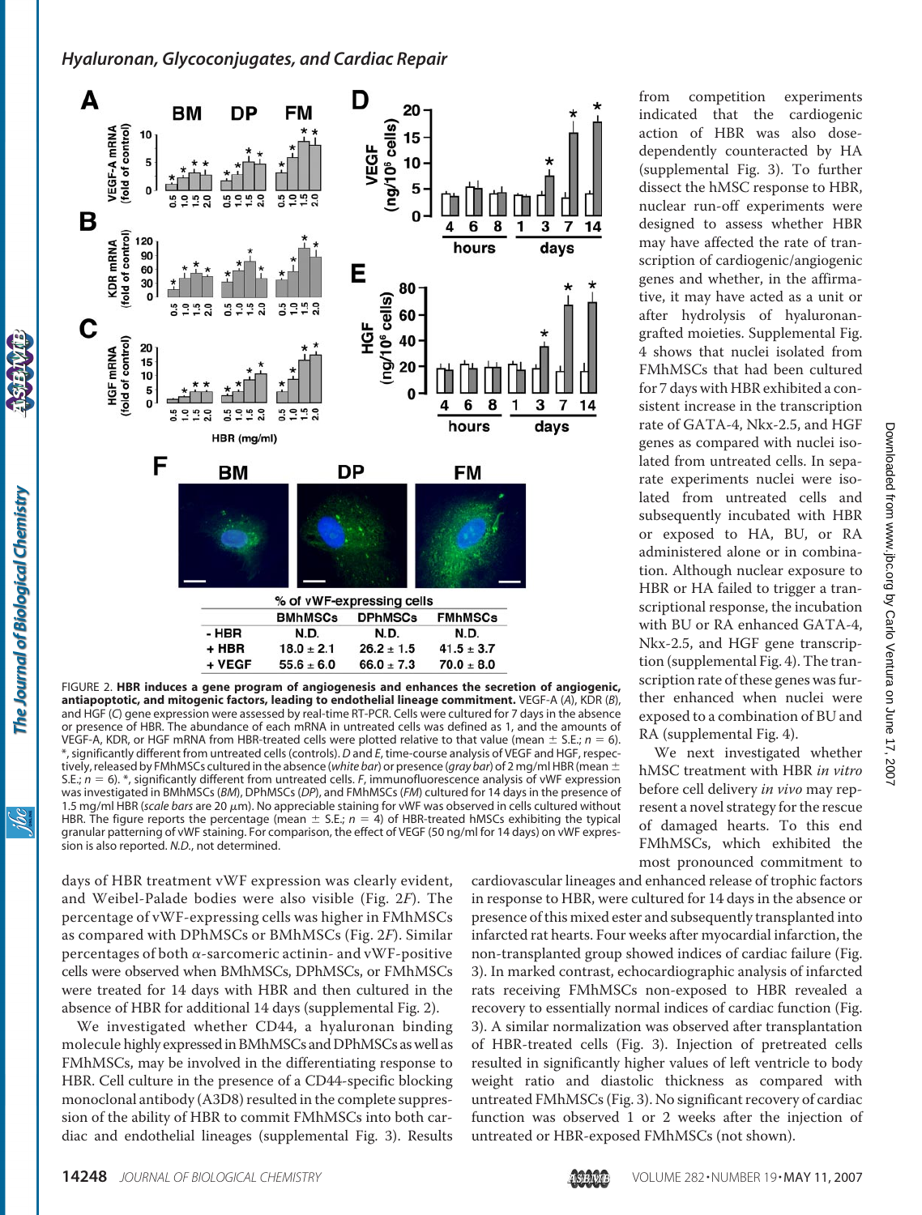| | % of vWF-expressing cells | | |
|---|---|---|---|
| | BMhMSCs | DPhMSCs | FMhMSCs |
| - HBR | N.D. | N.D. | N.D. |
| + HBR | 18.0 ± 2.1 | 26.2 ± 1.5 | 41.5 ± 3.7 |
| + VEGF | 55.6 ± 6.0 | 66.0 ± 7.3 | 70.0 ± 8.0 |

FIGURE 2. **HBR induces a gene program of angiogenesis and enhances the secretion of angiogenic, antiapoptotic, and mitogenic factors, leading to endothelial lineage commitment.** VEGF-A (*A*), KDR (*B*), and HGF (*C*) gene expression were assessed by real-time RT-PCR. Cells were cultured for 7 days in the absence or presence of HBR. The abundance of each mRNA in untreated cells was defined as 1, and the amounts of VEGF-A, KDR, or HGF mRNA from HBR-treated cells were plotted relative to that value (mean ± S.E.; $n = 6$). *, significantly different from untreated cells (controls). *D* and *E*, time-course analysis of VEGF and HGF, respectively, released by FMhMSCs cultured in the absence (*white bar*) or presence (*gray bar*) of 2 mg/ml HBR (mean ± S.E.; $n = 6$). *, significantly different from untreated cells. *F*, immunofluorescence analysis of vWF expression was investigated in BMhMSCs (*BM*), DPhMSCs (*DP*), and FMhMSCs (*FM*) cultured for 14 days in the presence of 1.5 mg/ml HBR (*scale bars* are 20 μm). No appreciable staining for vWF was observed in cells cultured without HBR. The figure reports the percentage (mean ± S.E.; $n = 4$) of HBR-treated hMSCs exhibiting the typical granular patterning of vWF staining. For comparison, the effect of VEGF (50 ng/ml for 14 days) on vWF expression is also reported. *N.D.*, not determined.

days of HBR treatment vWF expression was clearly evident, and Weibel-Palade bodies were also visible (Fig. 2*F*). The percentage of vWF-expressing cells was higher in FMhMSCs as compared with DPhMSCs or BMhMSCs (Fig. 2*F*). Similar percentages of both α-sarcomeric actinin- and vWF-positive cells were observed when BMhMSCs, DPhMSCs, or FMhMSCs were treated for 14 days with HBR and then cultured in the absence of HBR for additional 14 days (supplemental Fig. 2).

We investigated whether CD44, a hyaluronan binding molecule highly expressed in BMhMSCs and DPhMSCs as well as FMhMSCs, may be involved in the differentiating response to HBR. Cell culture in the presence of a CD44-specific blocking monoclonal antibody (A3D8) resulted in the complete suppression of the ability of HBR to commit FMhMSCs into both cardiac and endothelial lineages (supplemental Fig. 3). Results from competition experiments indicated that the cardiogenic action of HBR was also dose-dependently counteracted by HA (supplemental Fig. 3). To further dissect the hMSC response to HBR, nuclear run-off experiments were designed to assess whether HBR may have affected the rate of transcription of cardiogenic/angiogenic genes and whether, in the affirmative, it may have acted as a unit or after hydrolysis of hyaluronan-grafted moieties. Supplemental Fig. 4 shows that nuclei isolated from FMhMSCs that had been cultured for 7 days with HBR exhibited a consistent increase in the transcription rate of GATA-4, Nkx-2.5, and HGF genes as compared with nuclei isolated from untreated cells. In separate experiments nuclei were isolated from untreated cells and subsequently incubated with HBR or exposed to HA, BU, or RA administered alone or in combination. Although nuclear exposure to HBR or HA failed to trigger a transcriptional response, the incubation with BU or RA enhanced GATA-4, Nkx-2.5, and HGF gene transcription (supplemental Fig. 4). The transcription rate of these genes was further enhanced when nuclei were exposed to a combination of BU and RA (supplemental Fig. 4).

We next investigated whether hMSC treatment with HBR *in vitro* before cell delivery *in vivo* may represent a novel strategy for the rescue of damaged hearts. To this end FMhMSCs, which exhibited the most pronounced commitment to cardiovascular lineages and enhanced release of trophic factors in response to HBR, were cultured for 14 days in the absence or presence of this mixed ester and subsequently transplanted into infarcted rat hearts. Four weeks after myocardial infarction, the non-transplanted group showed indices of cardiac failure (Fig. 3). In marked contrast, echocardiographic analysis of infarcted rats receiving FMhMSCs non-exposed to HBR revealed a recovery to essentially normal indices of cardiac function (Fig. 3). A similar normalization was observed after transplantation of HBR-treated cells (Fig. 3). Injection of pretreated cells resulted in significantly higher values of left ventricle to body weight ratio and diastolic thickness as compared with untreated FMhMSCs (Fig. 3). No significant recovery of cardiac function was observed 1 or 2 weeks after the injection of untreated or HBR-exposed FMhMSCs (not shown).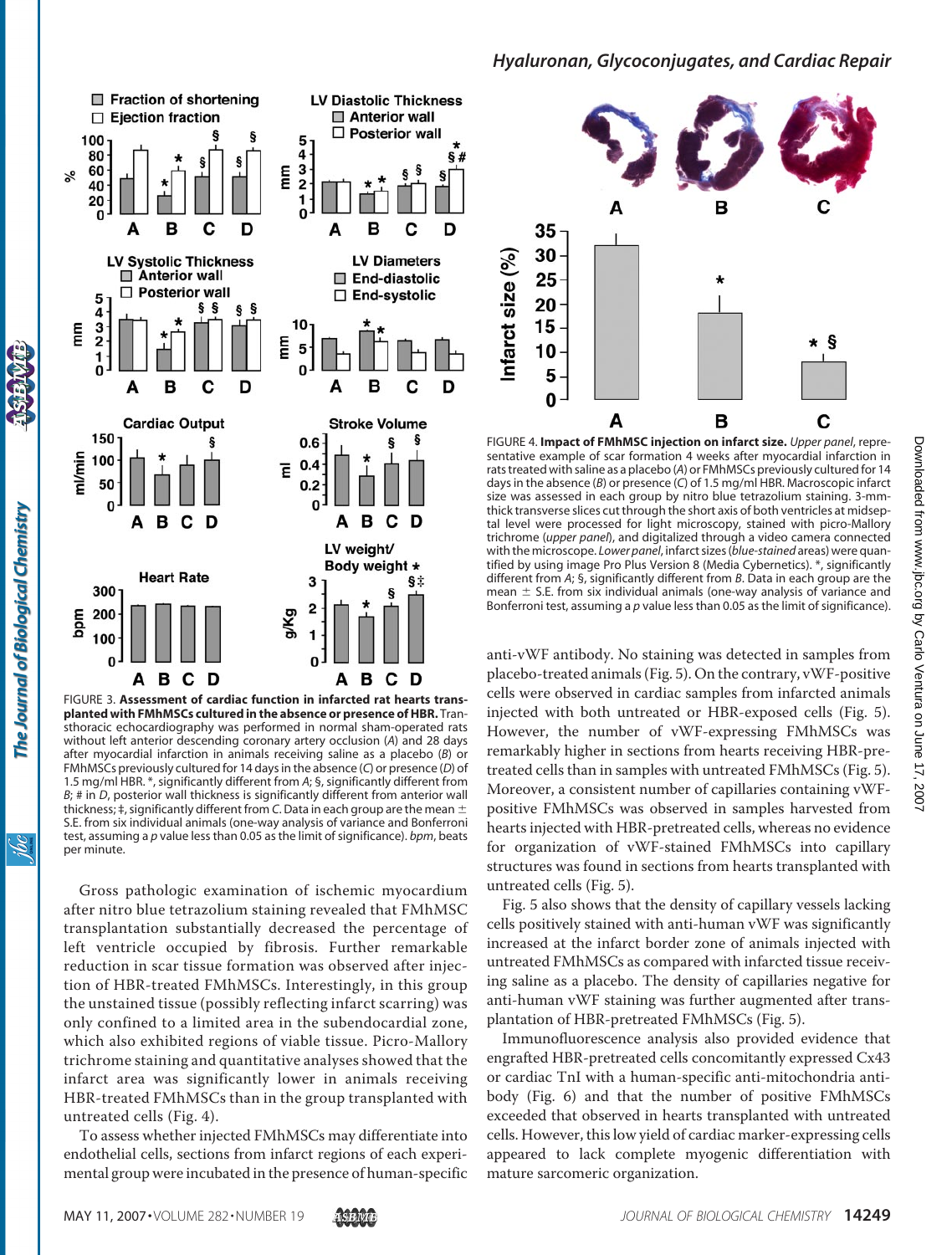FIGURE 3. **Assessment of cardiac function in infarcted rat hearts transplanted with FMhMSCs cultured in the absence or presence of HBR.** Transthoracic echocardiography was performed in normal sham-operated rats without left anterior descending coronary artery occlusion (*A*) and 28 days after myocardial infarction in animals receiving saline as a placebo (*B*) or FMhMSCs previously cultured for 14 days in the absence (*C*) or presence (*D*) of 1.5 mg/ml HBR. *, significantly different from *A*; §, significantly different from *B*; # in *D*, posterior wall thickness is significantly different from anterior wall thickness; ‡, significantly different from *C*. Data in each group are the mean ± S.E. from six individual animals (one-way analysis of variance and Bonferroni test, assuming a *p* value less than 0.05 as the limit of significance). *bpm*, beats per minute.

Gross pathologic examination of ischemic myocardium after nitro blue tetrazolium staining revealed that FMhMSC transplantation substantially decreased the percentage of left ventricle occupied by fibrosis. Further remarkable reduction in scar tissue formation was observed after injection of HBR-treated FMhMSCs. Interestingly, in this group the unstained tissue (possibly reflecting infarct scarring) was only confined to a limited area in the subendocardial zone, which also exhibited regions of viable tissue. Picro-Mallory trichrome staining and quantitative analyses showed that the infarct area was significantly lower in animals receiving HBR-treated FMhMSCs than in the group transplanted with untreated cells (Fig. 4).

To assess whether injected FMhMSCs may differentiate into endothelial cells, sections from infarct regions of each experimental group were incubated in the presence of human-specific anti-vWF antibody. No staining was detected in samples from placebo-treated animals (Fig. 5). On the contrary, vWF-positive cells were observed in cardiac samples from infarcted animals injected with both untreated or HBR-exposed cells (Fig. 5). However, the number of vWF-expressing FMhMSCs was remarkably higher in sections from hearts receiving HBR-pretreated cells than in samples with untreated FMhMSCs (Fig. 5). Moreover, a consistent number of capillaries containing vWF-positive FMhMSCs was observed in samples harvested from hearts injected with HBR-pretreated cells, whereas no evidence for organization of vWF-stained FMhMSCs into capillary structures was found in sections from hearts transplanted with untreated cells (Fig. 5).

FIGURE 4. **Impact of FMhMSC injection on infarct size.** *Upper panel*, representative example of scar formation 4 weeks after myocardial infarction in rats treated with saline as a placebo (*A*) or FMhMSCs previously cultured for 14 days in the absence (*B*) or presence (*C*) of 1.5 mg/ml HBR. Macroscopic infarct size was assessed in each group by nitro blue tetrazolium staining. 3-mm-thick transverse slices cut through the short axis of both ventricles at midseptal level were processed for light microscopy, stained with picro-Mallory trichrome (*upper panel*), and digitalized through a video camera connected with the microscope. *Lower panel*, infarct sizes (*blue-stained* areas) were quantified by using image Pro Plus Version 8 (Media Cybernetics). *, significantly different from *A*; §, significantly different from *B*. Data in each group are the mean ± S.E. from six individual animals (one-way analysis of variance and Bonferroni test, assuming a *p* value less than 0.05 as the limit of significance).

Fig. 5 also shows that the density of capillary vessels lacking cells positively stained with anti-human vWF was significantly increased at the infarct border zone of animals injected with untreated FMhMSCs as compared with infarcted tissue receiving saline as a placebo. The density of capillaries negative for anti-human vWF staining was further augmented after transplantation of HBR-pretreated FMhMSCs (Fig. 5).

Immunofluorescence analysis also provided evidence that engrafted HBR-pretreated cells concomitantly expressed Cx43 or cardiac TnI with a human-specific anti-mitochondria antibody (Fig. 6) and that the number of positive FMhMSCs exceeded that observed in hearts transplanted with untreated cells. However, this low yield of cardiac marker-expressing cells appeared to lack complete myogenic differentiation with mature sarcomeric organization.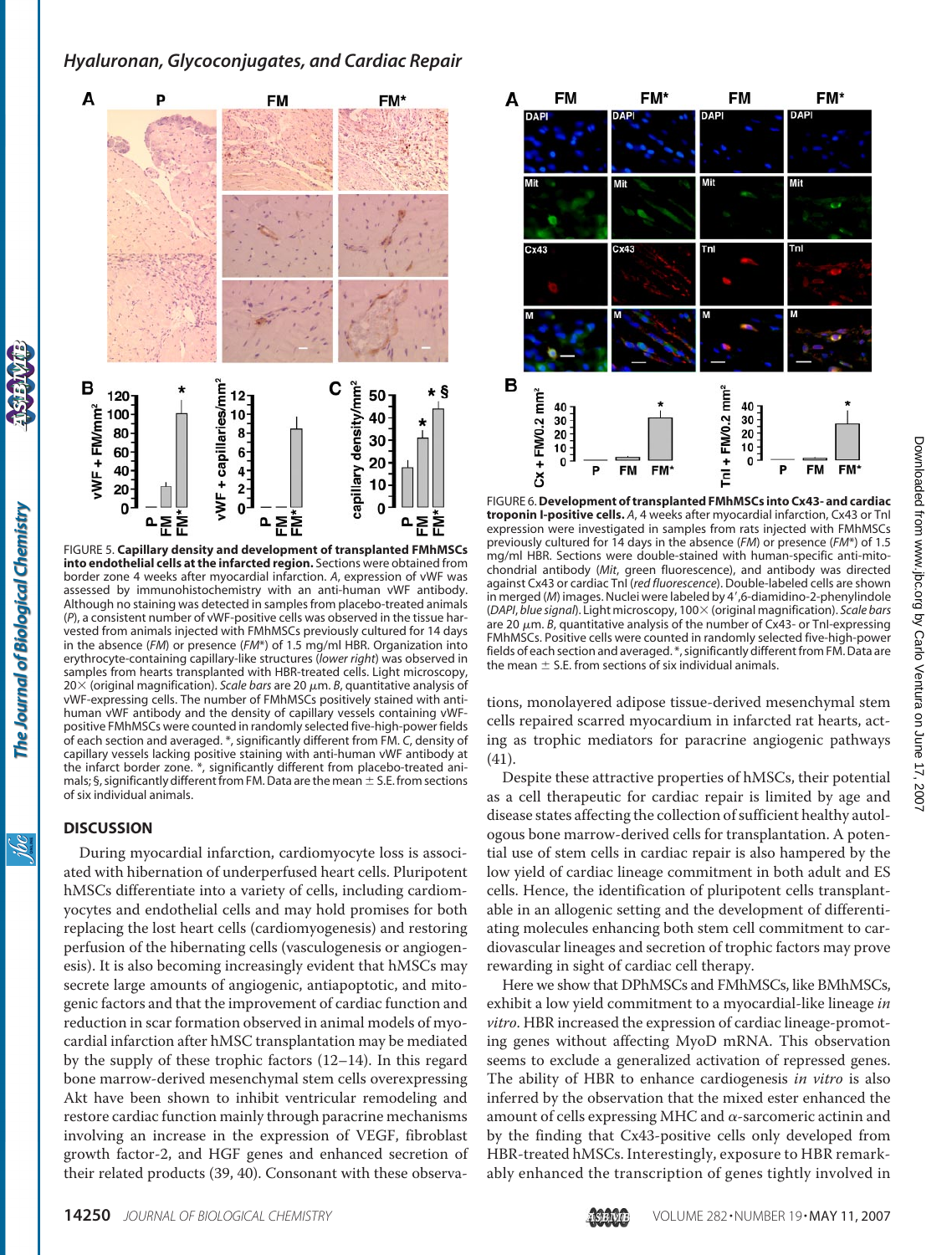FIGURE 5. **Capillary density and development of transplanted FMhMSCs into endothelial cells at the infarcted region.** Sections were obtained from border zone 4 weeks after myocardial infarction. *A*, expression of vWF was assessed by immunohistochemistry with an anti-human vWF antibody. Although no staining was detected in samples from placebo-treated animals (*P*), a consistent number of vWF-positive cells was observed in the tissue harvested from animals injected with FMhMSCs previously cultured for 14 days in the absence (*FM*) or presence (*FM\**) of 1.5 mg/ml HBR. Organization into erythrocyte-containing capillary-like structures (*lower right*) was observed in samples from hearts transplanted with HBR-treated cells. Light microscopy, 20× (original magnification). *Scale bars* are 20 μm. *B*, quantitative analysis of vWF-expressing cells. The number of FMhMSCs positively stained with anti-human vWF antibody and the density of capillary vessels containing vWF-positive FMhMSCs were counted in randomly selected five-high-power fields of each section and averaged. \*, significantly different from FM. *C*, density of capillary vessels lacking positive staining with anti-human vWF antibody at the infarct border zone. \*, significantly different from placebo-treated animals; §, significantly different from FM. Data are the mean ± S.E. from sections of six individual animals.

## DISCUSSION

During myocardial infarction, cardiomyocyte loss is associated with hibernation of underperfused heart cells. Pluripotent hMSCs differentiate into a variety of cells, including cardiomyocytes and endothelial cells and may hold promises for both replacing the lost heart cells (cardiomyogenesis) and restoring perfusion of the hibernating cells (vasculogenesis or angiogenesis). It is also becoming increasingly evident that hMSCs may secrete large amounts of angiogenic, antiapoptotic, and mitogenic factors and that the improvement of cardiac function and reduction in scar formation observed in animal models of myocardial infarction after hMSC transplantation may be mediated by the supply of these trophic factors (12–14). In this regard bone marrow-derived mesenchymal stem cells overexpressing Akt have been shown to inhibit ventricular remodeling and restore cardiac function mainly through paracrine mechanisms involving an increase in the expression of VEGF, fibroblast growth factor-2, and HGF genes and enhanced secretion of their related products (39, 40). Consonant with these observations, monolayered adipose tissue-derived mesenchymal stem cells repaired scarred myocardium in infarcted rat hearts, acting as trophic mediators for paracrine angiogenic pathways (41).

FIGURE 6. **Development of transplanted FMhMSCs into Cx43- and cardiac troponin I-positive cells.** *A*, 4 weeks after myocardial infarction, Cx43 or TnI expression were investigated in samples from rats injected with FMhMSCs previously cultured for 14 days in the absence (*FM*) or presence (*FM\**) of 1.5 mg/ml HBR. Sections were double-stained with human-specific anti-mitochondrial antibody (*Mit*, green fluorescence), and antibody was directed against Cx43 or cardiac TnI (*red fluorescence*). Double-labeled cells are shown in merged (*M*) images. Nuclei were labeled by 4′,6-diamidino-2-phenylindole (*DAPI*, *blue signal*). Light microscopy, 100× (original magnification). *Scale bars* are 20 μm. *B*, quantitative analysis of the number of Cx43- or TnI-expressing FMhMSCs. Positive cells were counted in randomly selected five-high-power fields of each section and averaged. \*, significantly different from FM. Data are the mean ± S.E. from sections of six individual animals.

Despite these attractive properties of hMSCs, their potential as a cell therapeutic for cardiac repair is limited by age and disease states affecting the collection of sufficient healthy autologous bone marrow-derived cells for transplantation. A potential use of stem cells in cardiac repair is also hampered by the low yield of cardiac lineage commitment in both adult and ES cells. Hence, the identification of pluripotent cells transplantable in an allogenic setting and the development of differentiating molecules enhancing both stem cell commitment to cardiovascular lineages and secretion of trophic factors may prove rewarding in sight of cardiac cell therapy.

Here we show that DPhMSCs and FMhMSCs, like BMhMSCs, exhibit a low yield commitment to a myocardial-like lineage *in vitro*. HBR increased the expression of cardiac lineage-promoting genes without affecting MyoD mRNA. This observation seems to exclude a generalized activation of repressed genes. The ability of HBR to enhance cardiogenesis *in vitro* is also inferred by the observation that the mixed ester enhanced the amount of cells expressing MHC and α-sarcomeric actinin and by the finding that Cx43-positive cells only developed from HBR-treated hMSCs. Interestingly, exposure to HBR remarkably enhanced the transcription of genes tightly involved in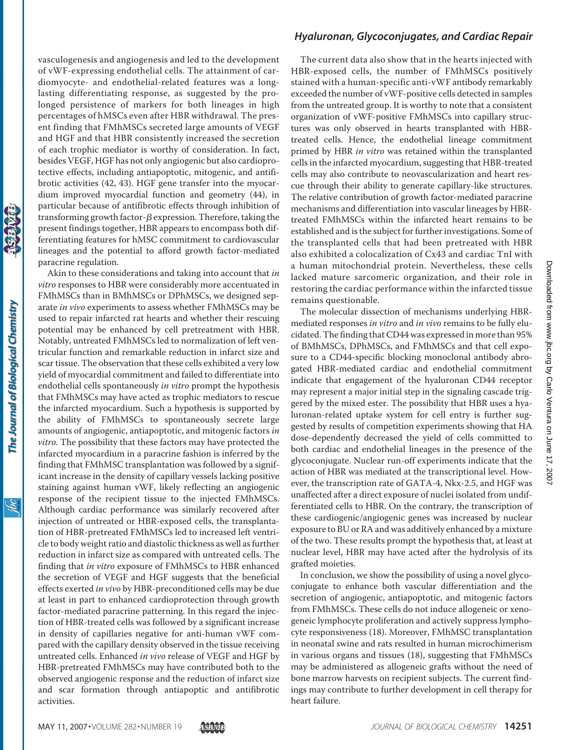vasculogenesis and angiogenesis and led to the development of vWF-expressing endothelial cells. The attainment of cardiomyocyte- and endothelial-related features was a long-lasting differentiating response, as suggested by the prolonged persistence of markers for both lineages in high percentages of hMSCs even after HBR withdrawal. The present finding that FMhMSCs secreted large amounts of VEGF and HGF and that HBR consistently increased the secretion of each trophic mediator is worthy of consideration. In fact, besides VEGF, HGF has not only angiogenic but also cardioprotective effects, including antiapoptotic, mitogenic, and antifibrotic activities (42, 43). HGF gene transfer into the myocardium improved myocardial function and geometry (44), in particular because of antifibrotic effects through inhibition of transforming growth factor-$\beta$ expression. Therefore, taking the present findings together, HBR appears to encompass both differentiating features for hMSC commitment to cardiovascular lineages and the potential to afford growth factor-mediated paracrine regulation.

Akin to these considerations and taking into account that *in vitro* responses to HBR were considerably more accentuated in FMhMSCs than in BMhMSCs or DPhMSCs, we designed separate *in vivo* experiments to assess whether FMhMSCs may be used to repair infarcted rat hearts and whether their rescuing potential may be enhanced by cell pretreatment with HBR. Notably, untreated FMhMSCs led to normalization of left ventricular function and remarkable reduction in infarct size and scar tissue. The observation that these cells exhibited a very low yield of myocardial commitment and failed to differentiate into endothelial cells spontaneously *in vitro* prompt the hypothesis that FMhMSCs may have acted as trophic mediators to rescue the infarcted myocardium. Such a hypothesis is supported by the ability of FMhMSCs to spontaneously secrete large amounts of angiogenic, antiapoptotic, and mitogenic factors *in vitro*. The possibility that these factors may have protected the infarcted myocardium in a paracrine fashion is inferred by the finding that FMhMSC transplantation was followed by a significant increase in the density of capillary vessels lacking positive staining against human vWF, likely reflecting an angiogenic response of the recipient tissue to the injected FMhMSCs. Although cardiac performance was similarly recovered after injection of untreated or HBR-exposed cells, the transplantation of HBR-pretreated FMhMSCs led to increased left ventricle to body weight ratio and diastolic thickness as well as further reduction in infarct size as compared with untreated cells. The finding that *in vitro* exposure of FMhMSCs to HBR enhanced the secretion of VEGF and HGF suggests that the beneficial effects exerted *in vivo* by HBR-preconditioned cells may be due at least in part to enhanced cardioprotection through growth factor-mediated paracrine patterning. In this regard the injection of HBR-treated cells was followed by a significant increase in density of capillaries negative for anti-human vWF compared with the capillary density observed in the tissue receiving untreated cells. Enhanced *in vivo* release of VEGF and HGF by HBR-pretreated FMhMSCs may have contributed both to the observed angiogenic response and the reduction of infarct size and scar formation through antiapoptic and antifibrotic activities.

The current data also show that in the hearts injected with HBR-exposed cells, the number of FMhMSCs positively stained with a human-specific anti-vWF antibody remarkably exceeded the number of vWF-positive cells detected in samples from the untreated group. It is worthy to note that a consistent organization of vWF-positive FMhMSCs into capillary structures was only observed in hearts transplanted with HBR-treated cells. Hence, the endothelial lineage commitment primed by HBR *in vitro* was retained within the transplanted cells in the infarcted myocardium, suggesting that HBR-treated cells may also contribute to neovascularization and heart rescue through their ability to generate capillary-like structures. The relative contribution of growth factor-mediated paracrine mechanisms and differentiation into vascular lineages by HBR-treated FMhMSCs within the infarcted heart remains to be established and is the subject for further investigations. Some of the transplanted cells that had been pretreated with HBR also exhibited a colocalization of Cx43 and cardiac TnI with a human mitochondrial protein. Nevertheless, these cells lacked mature sarcomeric organization, and their role in restoring the cardiac performance within the infarcted tissue remains questionable.

The molecular dissection of mechanisms underlying HBR-mediated responses *in vitro* and *in vivo* remains to be fully elucidated. The finding that CD44 was expressed in more than 95% of BMhMSCs, DPhMSCs, and FMhMSCs and that cell exposure to a CD44-specific blocking monoclonal antibody abrogated HBR-mediated cardiac and endothelial commitment indicate that engagement of the hyaluronan CD44 receptor may represent a major initial step in the signaling cascade triggered by the mixed ester. The possibility that HBR uses a hyaluronan-related uptake system for cell entry is further suggested by results of competition experiments showing that HA dose-dependently decreased the yield of cells committed to both cardiac and endothelial lineages in the presence of the glycoconjugate. Nuclear run-off experiments indicate that the action of HBR was mediated at the transcriptional level. However, the transcription rate of GATA-4, Nkx-2.5, and HGF was unaffected after a direct exposure of nuclei isolated from undifferentiated cells to HBR. On the contrary, the transcription of these cardiogenic/angiogenic genes was increased by nuclear exposure to BU or RA and was additively enhanced by a mixture of the two. These results prompt the hypothesis that, at least at nuclear level, HBR may have acted after the hydrolysis of its grafted moieties.

In conclusion, we show the possibility of using a novel glycoconjugate to enhance both vascular differentiation and the secretion of angiogenic, antiapoptotic, and mitogenic factors from FMhMSCs. These cells do not induce allogeneic or xenogeneic lymphocyte proliferation and actively suppress lymphocyte responsiveness (18). Moreover, FMhMSC transplantation in neonatal swine and rats resulted in human microchimerism in various organs and tissues (18), suggesting that FMhMSCs may be administered as allogeneic grafts without the need of bone marrow harvests on recipient subjects. The current findings may contribute to further development in cell therapy for heart failure.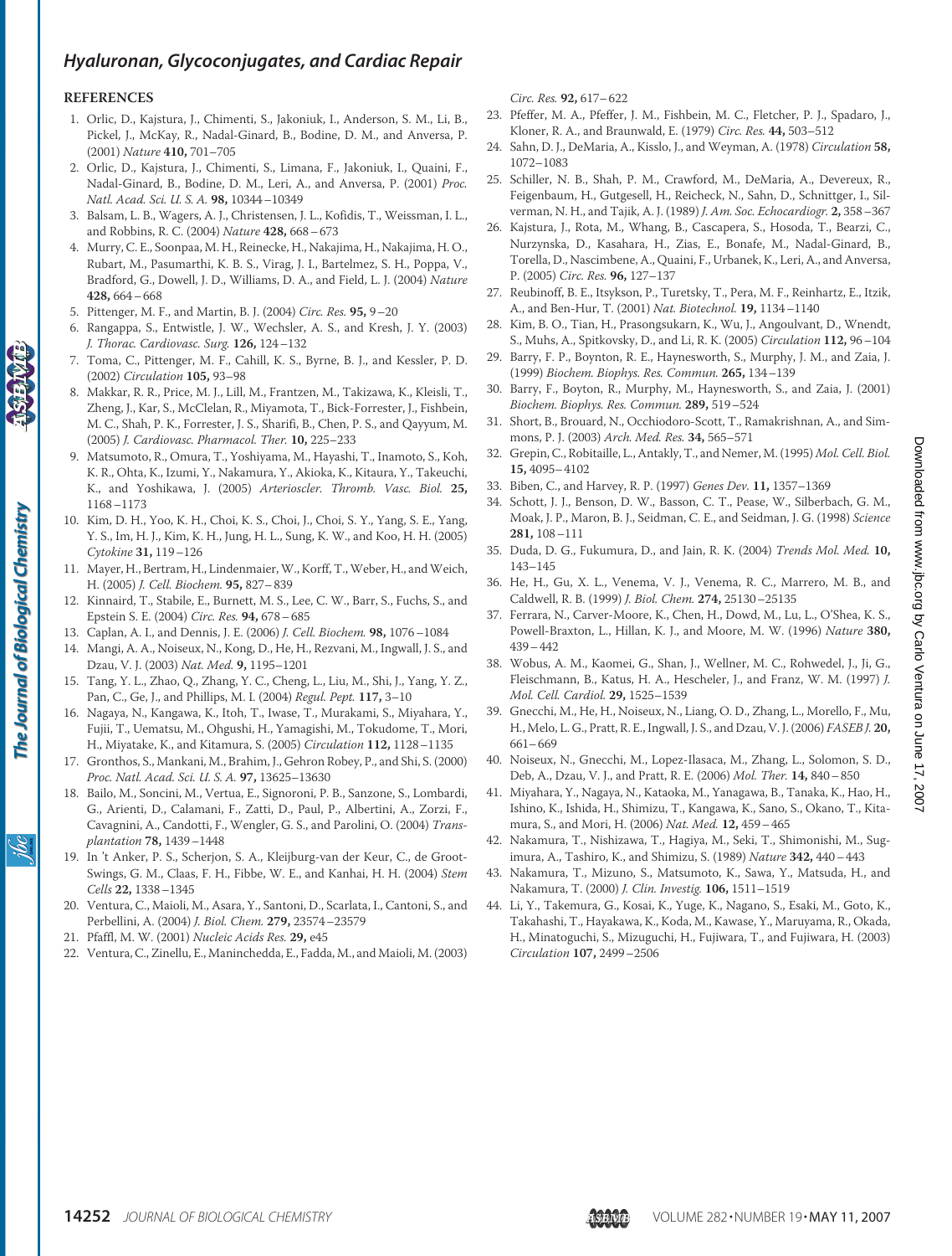## REFERENCES

1. Orlic, D., Kajstura, J., Chimenti, S., Jakoniuk, I., Anderson, S. M., Li, B., Pickel, J., McKay, R., Nadal-Ginard, B., Bodine, D. M., and Anversa, P. (2001) *Nature* **410,** 701–705
2. Orlic, D., Kajstura, J., Chimenti, S., Limana, F., Jakoniuk, I., Quaini, F., Nadal-Ginard, B., Bodine, D. M., Leri, A., and Anversa, P. (2001) *Proc. Natl. Acad. Sci. U. S. A.* **98,** 10344–10349
3. Balsam, L. B., Wagers, A. J., Christensen, J. L., Kofidis, T., Weissman, I. L., and Robbins, R. C. (2004) *Nature* **428,** 668–673
4. Murry, C. E., Soonpaa, M. H., Reinecke, H., Nakajima, H., Nakajima, H. O., Rubart, M., Pasumarthi, K. B. S., Virag, J. I., Bartelmez, S. H., Poppa, V., Bradford, G., Dowell, J. D., Williams, D. A., and Field, L. J. (2004) *Nature* **428,** 664–668
5. Pittenger, M. F., and Martin, B. J. (2004) *Circ. Res.* **95,** 9–20
6. Rangappa, S., Entwistle, J. W., Wechsler, A. S., and Kresh, J. Y. (2003) *J. Thorac. Cardiovasc. Surg.* **126,** 124–132
7. Toma, C., Pittenger, M. F., Cahill, K. S., Byrne, B. J., and Kessler, P. D. (2002) *Circulation* **105,** 93–98
8. Makkar, R. R., Price, M. J., Lill, M., Frantzen, M., Takizawa, K., Kleisli, T., Zheng, J., Kar, S., McClelan, R., Miyamota, T., Bick-Forrester, J., Fishbein, M. C., Shah, P. K., Forrester, J. S., Sharifi, B., Chen, P. S., and Qayyum, M. (2005) *J. Cardiovasc. Pharmacol. Ther.* **10,** 225–233
9. Matsumoto, R., Omura, T., Yoshiyama, M., Hayashi, T., Inamoto, S., Koh, K. R., Ohta, K., Izumi, Y., Nakamura, Y., Akioka, K., Kitaura, Y., Takeuchi, K., and Yoshikawa, J. (2005) *Arterioscler. Thromb. Vasc. Biol.* **25,** 1168–1173
10. Kim, D. H., Yoo, K. H., Choi, K. S., Choi, J., Choi, S. Y., Yang, S. E., Yang, Y. S., Im, H. J., Kim, K. H., Jung, H. L., Sung, K. W., and Koo, H. H. (2005) *Cytokine* **31,** 119–126
11. Mayer, H., Bertram, H., Lindenmaier, W., Korff, T., Weber, H., and Weich, H. (2005) *J. Cell. Biochem.* **95,** 827–839
12. Kinnaird, T., Stabile, E., Burnett, M. S., Lee, C. W., Barr, S., Fuchs, S., and Epstein S. E. (2004) *Circ. Res.* **94,** 678–685
13. Caplan, A. I., and Dennis, J. E. (2006) *J. Cell. Biochem.* **98,** 1076–1084
14. Mangi, A. A., Noiseux, N., Kong, D., He, H., Rezvani, M., Ingwall, J. S., and Dzau, V. J. (2003) *Nat. Med.* **9,** 1195–1201
15. Tang, Y. L., Zhao, Q., Zhang, Y. C., Cheng, L., Liu, M., Shi, J., Yang, Y. Z., Pan, C., Ge, J., and Phillips, M. I. (2004) *Regul. Pept.* **117,** 3–10
16. Nagaya, N., Kangawa, K., Itoh, T., Iwase, T., Murakami, S., Miyahara, Y., Fujii, T., Uematsu, M., Ohgushi, H., Yamagishi, M., Tokudome, T., Mori, H., Miyatake, K., and Kitamura, S. (2005) *Circulation* **112,** 1128–1135
17. Gronthos, S., Mankani, M., Brahim, J., Gehron Robey, P., and Shi, S. (2000) *Proc. Natl. Acad. Sci. U. S. A.* **97,** 13625–13630
18. Bailo, M., Soncini, M., Vertua, E., Signoroni, P. B., Sanzone, S., Lombardi, G., Arienti, D., Calamani, F., Zatti, D., Paul, P., Albertini, A., Zorzi, F., Cavagnini, A., Candotti, F., Wengler, G. S., and Parolini, O. (2004) *Transplantation* **78,** 1439–1448
19. In 't Anker, P. S., Scherjon, S. A., Kleijburg-van der Keur, C., de Groot-Swings, G. M., Claas, F. H., Fibbe, W. E., and Kanhai, H. H. (2004) *Stem Cells* **22,** 1338–1345
20. Ventura, C., Maioli, M., Asara, Y., Santoni, D., Scarlata, I., Cantoni, S., and Perbellini, A. (2004) *J. Biol. Chem.* **279,** 23574–23579
21. Pfaffl, M. W. (2001) *Nucleic Acids Res.* **29,** e45
22. Ventura, C., Zinellu, E., Maninchedda, E., Fadda, M., and Maioli, M. (2003) *Circ. Res.* **92,** 617–622
23. Pfeffer, M. A., Pfeffer, J. M., Fishbein, M. C., Fletcher, P. J., Spadaro, J., Kloner, R. A., and Braunwald, E. (1979) *Circ. Res.* **44,** 503–512
24. Sahn, D. J., DeMaria, A., Kisslo, J., and Weyman, A. (1978) *Circulation* **58,** 1072–1083
25. Schiller, N. B., Shah, P. M., Crawford, M., DeMaria, A., Devereux, R., Feigenbaum, H., Gutgesell, H., Reicheck, N., Sahn, D., Schnittger, I., Silverman, N. H., and Tajik, A. J. (1989) *J. Am. Soc. Echocardiogr.* **2,** 358–367
26. Kajstura, J., Rota, M., Whang, B., Cascapera, S., Hosoda, T., Bearzi, C., Nurzynska, D., Kasahara, H., Zias, E., Bonafe, M., Nadal-Ginard, B., Torella, D., Nascimbene, A., Quaini, F., Urbanek, K., Leri, A., and Anversa, P. (2005) *Circ. Res.* **96,** 127–137
27. Reubinoff, B. E., Itsykson, P., Turetsky, T., Pera, M. F., Reinhartz, E., Itzik, A., and Ben-Hur, T. (2001) *Nat. Biotechnol.* **19,** 1134–1140
28. Kim, B. O., Tian, H., Prasongsukarn, K., Wu, J., Angoulvant, D., Wnendt, S., Muhs, A., Spitkovsky, D., and Li, R. K. (2005) *Circulation* **112,** 96–104
29. Barry, F. P., Boynton, R. E., Haynesworth, S., Murphy, J. M., and Zaia, J. (1999) *Biochem. Biophys. Res. Commun.* **265,** 134–139
30. Barry, F., Boyton, R., Murphy, M., Haynesworth, S., and Zaia, J. (2001) *Biochem. Biophys. Res. Commun.* **289,** 519–524
31. Short, B., Brouard, N., Occhiodoro-Scott, T., Ramakrishnan, A., and Simmons, P. J. (2003) *Arch. Med. Res.* **34,** 565–571
32. Grepin, C., Robitaille, L., Antakly, T., and Nemer, M. (1995) *Mol. Cell. Biol.* **15,** 4095–4102
33. Biben, C., and Harvey, R. P. (1997) *Genes Dev.* **11,** 1357–1369
34. Schott, J. J., Benson, D. W., Basson, C. T., Pease, W., Silberbach, G. M., Moak, J. P., Maron, B. J., Seidman, C. E., and Seidman, J. G. (1998) *Science* **281,** 108–111
35. Duda, D. G., Fukumura, D., and Jain, R. K. (2004) *Trends Mol. Med.* **10,** 143–145
36. He, H., Gu, X. L., Venema, V. J., Venema, R. C., Marrero, M. B., and Caldwell, R. B. (1999) *J. Biol. Chem.* **274,** 25130–25135
37. Ferrara, N., Carver-Moore, K., Chen, H., Dowd, M., Lu, L., O'Shea, K. S., Powell-Braxton, L., Hillan, K. J., and Moore, M. W. (1996) *Nature* **380,** 439–442
38. Wobus, A. M., Kaomei, G., Shan, J., Wellner, M. C., Rohwedel, J., Ji, G., Fleischmann, B., Katus, H. A., Hescheler, J., and Franz, W. M. (1997) *J. Mol. Cell. Cardiol.* **29,** 1525–1539
39. Gnecchi, M., He, H., Noiseux, N., Liang, O. D., Zhang, L., Morello, F., Mu, H., Melo, L. G., Pratt, R. E., Ingwall, J. S., and Dzau, V. J. (2006) *FASEB J.* **20,** 661–669
40. Noiseux, N., Gnecchi, M., Lopez-Ilasaca, M., Zhang, L., Solomon, S. D., Deb, A., Dzau, V. J., and Pratt, R. E. (2006) *Mol. Ther.* **14,** 840–850
41. Miyahara, Y., Nagaya, N., Kataoka, M., Yanagawa, B., Tanaka, K., Hao, H., Ishino, K., Ishida, H., Shimizu, T., Kangawa, K., Sano, S., Okano, T., Kitamura, S., and Mori, H. (2006) *Nat. Med.* **12,** 459–465
42. Nakamura, T., Nishizawa, T., Hagiya, M., Seki, T., Shimonishi, M., Sugimura, A., Tashiro, K., and Shimizu, S. (1989) *Nature* **342,** 440–443
43. Nakamura, T., Mizuno, S., Matsumoto, K., Sawa, Y., Matsuda, H., and Nakamura, T. (2000) *J. Clin. Investig.* **106,** 1511–1519
44. Li, Y., Takemura, G., Kosai, K., Yuge, K., Nagano, S., Esaki, M., Goto, K., Takahashi, T., Hayakawa, K., Koda, M., Kawase, Y., Maruyama, R., Okada, H., Minatoguchi, S., Mizuguchi, H., Fujiwara, T., and Fujiwara, H. (2003) *Circulation* **107,** 2499–2506